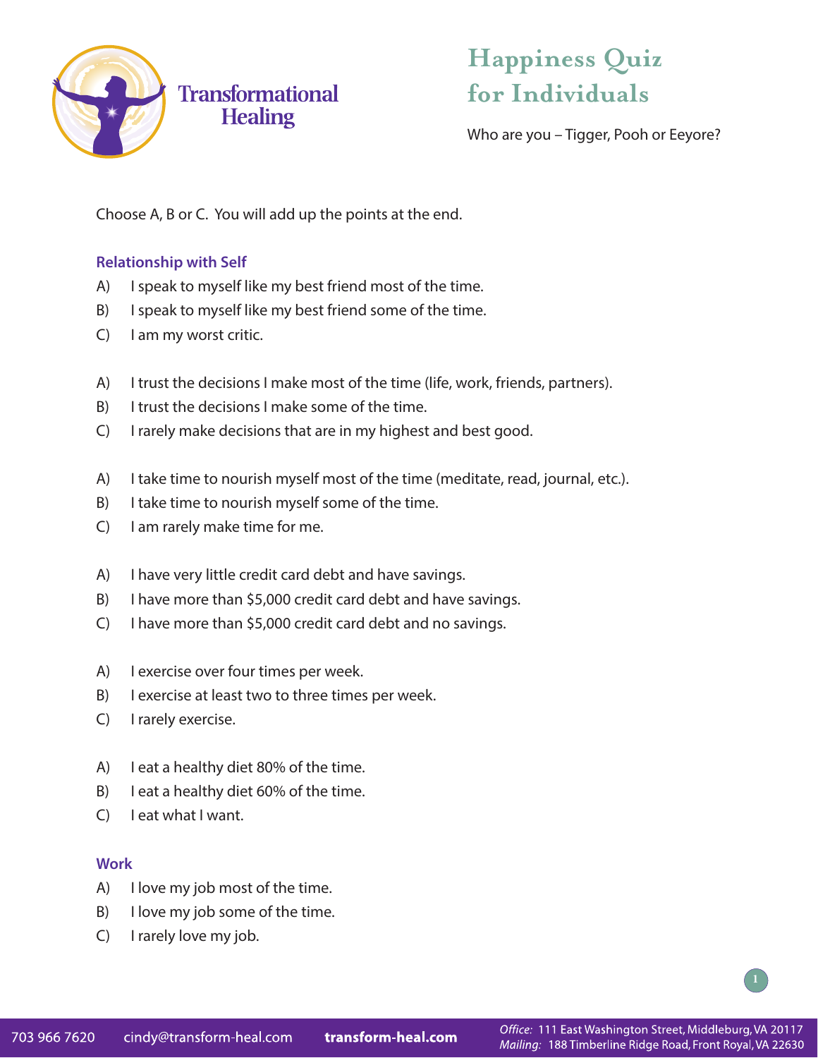Transformational Healing

# Happiness Quiz for Individuals

Who are you – Tigger, Pooh or Eeyore?

Choose A, B or C. You will add up the points at the end.

### Relationship with Self

A) I speak to myself like my best friend most of the time.
B) I speak to myself like my best friend some of the time.
C) I am my worst critic.

A) I trust the decisions I make most of the time (life, work, friends, partners).
B) I trust the decisions I make some of the time.
C) I rarely make decisions that are in my highest and best good.

A) I take time to nourish myself most of the time (meditate, read, journal, etc.).
B) I take time to nourish myself some of the time.
C) I am rarely make time for me.

A) I have very little credit card debt and have savings.
B) I have more than $5,000 credit card debt and have savings.
C) I have more than $5,000 credit card debt and no savings.

A) I exercise over four times per week.
B) I exercise at least two to three times per week.
C) I rarely exercise.

A) I eat a healthy diet 80% of the time.
B) I eat a healthy diet 60% of the time.
C) I eat what I want.

### Work

A) I love my job most of the time.
B) I love my job some of the time.
C) I rarely love my job.

703 966 7620 cindy@transform-heal.com **transform-heal.com** *Office:* 111 East Washington Street, Middleburg, VA 20117 *Mailing:* 188 Timberline Ridge Road, Front Royal, VA 22630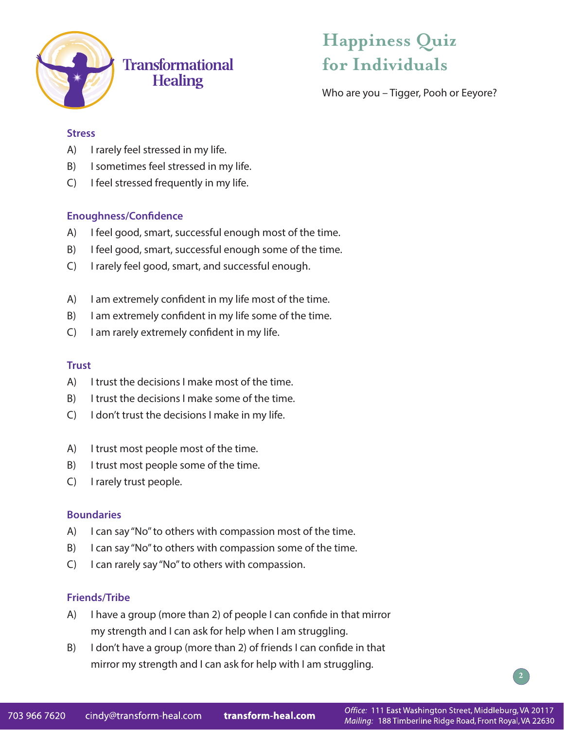# Happiness Quiz for Individuals

Who are you – Tigger, Pooh or Eeyore?

### Stress

A) I rarely feel stressed in my life.

B) I sometimes feel stressed in my life.

C) I feel stressed frequently in my life.

### Enoughness/Confidence

A) I feel good, smart, successful enough most of the time.

B) I feel good, smart, successful enough some of the time.

C) I rarely feel good, smart, and successful enough.

A) I am extremely confident in my life most of the time.

B) I am extremely confident in my life some of the time.

C) I am rarely extremely confident in my life.

### Trust

A) I trust the decisions I make most of the time.

B) I trust the decisions I make some of the time.

C) I don't trust the decisions I make in my life.

A) I trust most people most of the time.

B) I trust most people some of the time.

C) I rarely trust people.

### Boundaries

A) I can say "No" to others with compassion most of the time.

B) I can say "No" to others with compassion some of the time.

C) I can rarely say "No" to others with compassion.

### Friends/Tribe

A) I have a group (more than 2) of people I can confide in that mirror my strength and I can ask for help when I am struggling.

B) I don't have a group (more than 2) of friends I can confide in that mirror my strength and I can ask for help with I am struggling.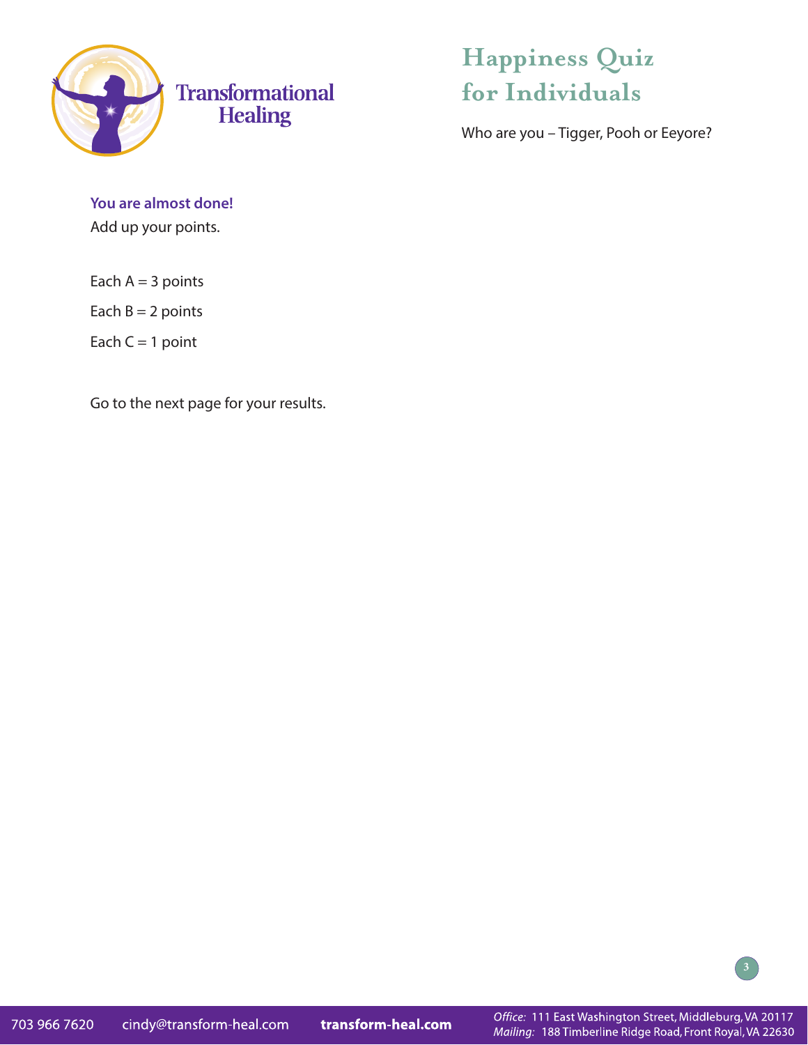# Happiness Quiz for Individuals

Who are you – Tigger, Pooh or Eeyore?

**You are almost done!**

Add up your points.

Each A = 3 points

Each B = 2 points

Each C = 1 point

Go to the next page for your results.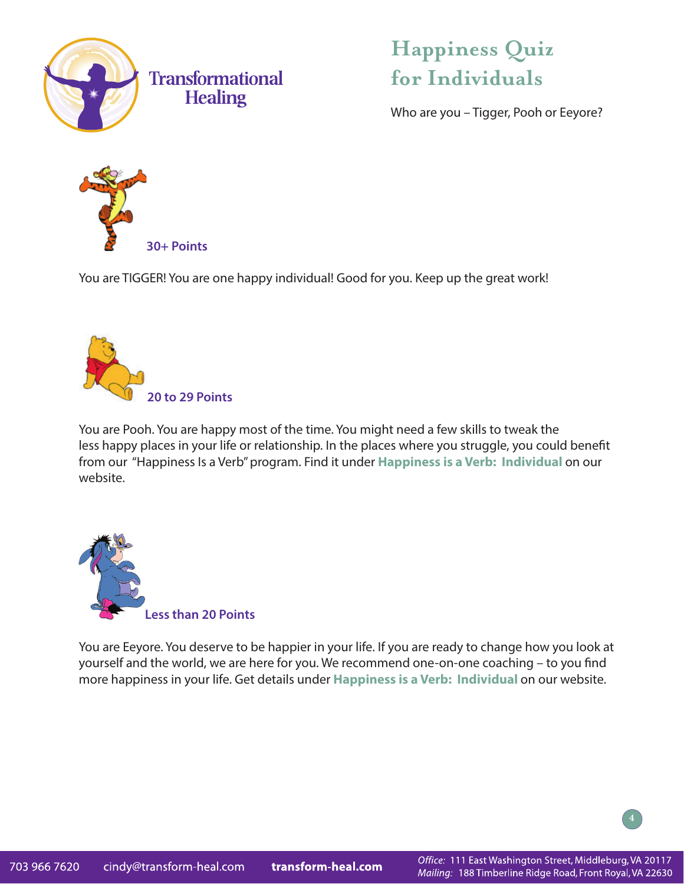Transformational Healing

# Happiness Quiz for Individuals

Who are you – Tigger, Pooh or Eeyore?

### 30+ Points

You are TIGGER! You are one happy individual! Good for you. Keep up the great work!

### 20 to 29 Points

You are Pooh. You are happy most of the time. You might need a few skills to tweak the less happy places in your life or relationship. In the places where you struggle, you could benefit from our "Happiness Is a Verb" program. Find it under **Happiness is a Verb: Individual** on our website.

### Less than 20 Points

You are Eeyore. You deserve to be happier in your life. If you are ready to change how you look at yourself and the world, we are here for you. We recommend one-on-one coaching – to you find more happiness in your life. Get details under **Happiness is a Verb: Individual** on our website.

703 966 7620 cindy@transform-heal.com **transform-heal.com** *Office:* 111 East Washington Street, Middleburg, VA 20117 *Mailing:* 188 Timberline Ridge Road, Front Royal, VA 22630